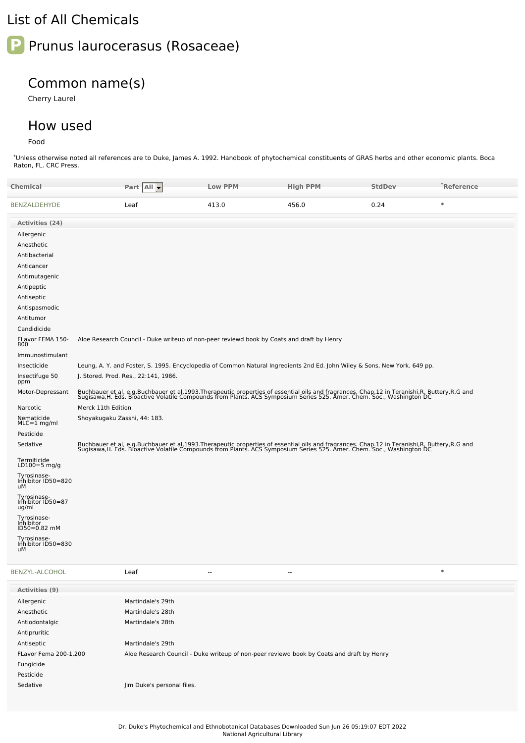# List of All Chemicals

## Prunus laurocerasus (Rosaceae)

### Common name(s)

Cherry Laurel

### How used

Food

*Unless otherwise noted all references are to Duke, James A. 1992. Handbook of phytochemical constituents of GRAS herbs and other economic plants. Boca Raton, FL. CRC Press.

| Chemical | Part All | Low PPM | High PPM | StdDev | *Reference |
|---|---|---|---|---|---|
| BENZALDEHYDE | Leaf | 413.0 | 456.0 | 0.24 | * |

**Activities (24)**

| Activity | Reference |
|---|---|
| Allergenic | |
| Anesthetic | |
| Antibacterial | |
| Anticancer | |
| Antimutagenic | |
| Antipeptic | |
| Antiseptic | |
| Antispasmodic | |
| Antitumor | |
| Candidicide | |
| FLavor FEMA 150-800 | Aloe Research Council - Duke writeup of non-peer reviewd book by Coats and draft by Henry |
| Immunostimulant | |
| Insecticide | Leung, A. Y. and Foster, S. 1995. Encyclopedia of Common Natural Ingredients 2nd Ed. John Wiley & Sons, New York. 649 pp. |
| Insectifuge 50 ppm | J. Stored. Prod. Res., 22:141, 1986. |
| Motor-Depressant | Buchbauer et al, e.g.Buchbauer et al,1993.Therapeutic properties of essential oils and fragrances. Chap.12 in Teranishi,R, Buttery,R.G and Sugisawa,H. Eds. Bioactive Volatile Compounds from Plants. ACS Symposium Series 525. Amer. Chem. Soc., Washington DC |
| Narcotic | Merck 11th Edition |
| Nematicide MLC=1 mg/ml | Shoyakugaku Zasshi, 44: 183. |
| Pesticide | |
| Sedative | Buchbauer et al, e.g.Buchbauer et al,1993.Therapeutic properties of essential oils and fragrances. Chap.12 in Teranishi,R, Buttery,R.G and Sugisawa,H. Eds. Bioactive Volatile Compounds from Plants. ACS Symposium Series 525. Amer. Chem. Soc., Washington DC |
| Termiticide LD100=5 mg/g | |
| Tyrosinase-Inhibitor ID50=820 uM | |
| Tyrosinase-Inhibitor ID50=87 ug/ml | |
| Tyrosinase-Inhibitor ID50=0.82 mM | |
| Tyrosinase-Inhibitor ID50=830 uM | |

| Chemical | Part | Low PPM | High PPM | StdDev | *Reference |
|---|---|---|---|---|---|
| BENZYL-ALCOHOL | Leaf | -- | -- | | * |

**Activities (9)**

| Activity | Reference |
|---|---|
| Allergenic | Martindale's 29th |
| Anesthetic | Martindale's 28th |
| Antiodontalgic | Martindale's 28th |
| Antipruritic | |
| Antiseptic | Martindale's 29th |
| FLavor Fema 200-1,200 | Aloe Research Council - Duke writeup of non-peer reviewd book by Coats and draft by Henry |
| Fungicide | |
| Pesticide | |
| Sedative | Jim Duke's personal files. |

Dr. Duke's Phytochemical and Ethnobotanical Databases Downloaded Sun Jun 26 05:19:07 EDT 2022
National Agricultural Library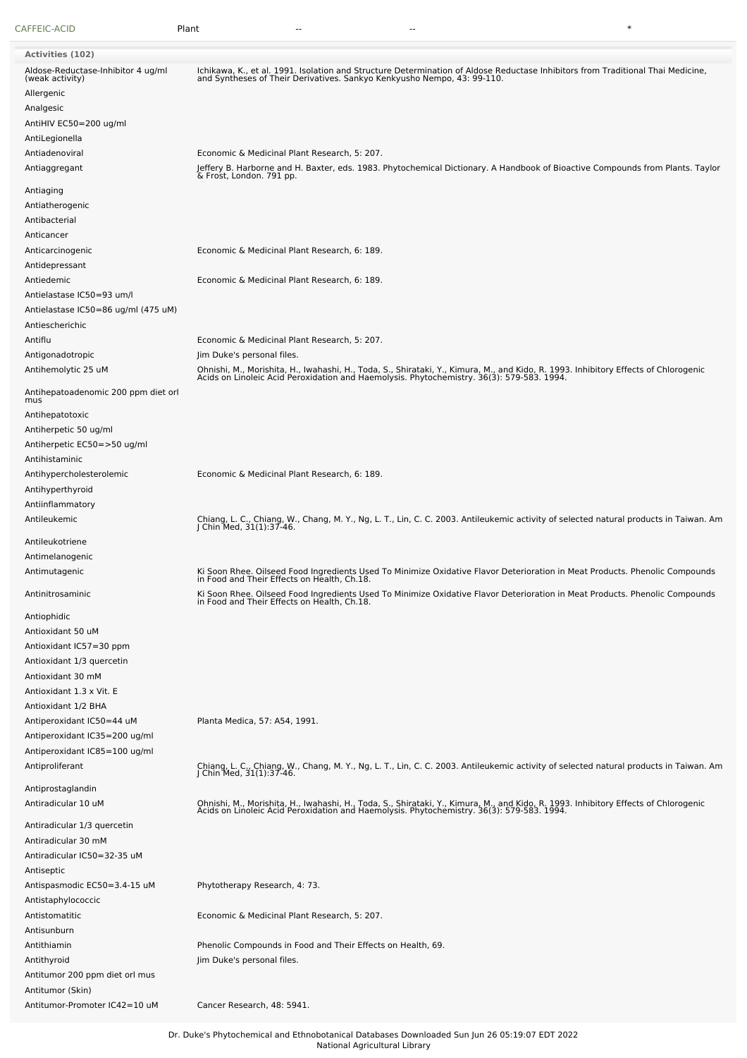| CAFFEIC-ACID | Plant | -- | -- | * |
|---|---|---|---|---|

**Activities (102)**

| Activity | Reference |
|---|---|
| Aldose-Reductase-Inhibitor 4 ug/ml (weak activity) | Ichikawa, K., et al. 1991. Isolation and Structure Determination of Aldose Reductase Inhibitors from Traditional Thai Medicine, and Syntheses of Their Derivatives. Sankyo Kenkyusho Nempo, 43: 99-110. |
| Allergenic | |
| Analgesic | |
| AntiHIV EC50=200 ug/ml | |
| AntiLegionella | |
| Antiadenoviral | Economic & Medicinal Plant Research, 5: 207. |
| Antiaggregant | Jeffery B. Harborne and H. Baxter, eds. 1983. Phytochemical Dictionary. A Handbook of Bioactive Compounds from Plants. Taylor & Frost, London. 791 pp. |
| Antiaging | |
| Antiatherogenic | |
| Antibacterial | |
| Anticancer | |
| Anticarcinogenic | Economic & Medicinal Plant Research, 6: 189. |
| Antidepressant | |
| Antiedemic | Economic & Medicinal Plant Research, 6: 189. |
| Antielastase IC50=93 um/l | |
| Antielastase IC50=86 ug/ml (475 uM) | |
| Antiescherichic | |
| Antiflu | Economic & Medicinal Plant Research, 5: 207. |
| Antigonadotropic | Jim Duke's personal files. |
| Antihemolytic 25 uM | Ohnishi, M., Morishita, H., Iwahashi, H., Toda, S., Shirataki, Y., Kimura, M., and Kido, R. 1993. Inhibitory Effects of Chlorogenic Acids on Linoleic Acid Peroxidation and Haemolysis. Phytochemistry. 36(3): 579-583. 1994. |
| Antihepatoadenomic 200 ppm diet orl mus | |
| Antihepatotoxic | |
| Antiherpetic 50 ug/ml | |
| Antiherpetic EC50=>50 ug/ml | |
| Antihistaminic | |
| Antihypercholesterolemic | Economic & Medicinal Plant Research, 6: 189. |
| Antihyperthyroid | |
| Antiinflammatory | |
| Antileukemic | Chiang, L. C., Chiang, W., Chang, M. Y., Ng, L. T., Lin, C. C. 2003. Antileukemic activity of selected natural products in Taiwan. Am J Chin Med, 31(1):37-46. |
| Antileukotriene | |
| Antimelanogenic | |
| Antimutagenic | Ki Soon Rhee. Oilseed Food Ingredients Used To Minimize Oxidative Flavor Deterioration in Meat Products. Phenolic Compounds in Food and Their Effects on Health, Ch.18. |
| Antinitrosaminic | Ki Soon Rhee. Oilseed Food Ingredients Used To Minimize Oxidative Flavor Deterioration in Meat Products. Phenolic Compounds in Food and Their Effects on Health, Ch.18. |
| Antiophidic | |
| Antioxidant 50 uM | |
| Antioxidant IC57=30 ppm | |
| Antioxidant 1/3 quercetin | |
| Antioxidant 30 mM | |
| Antioxidant 1.3 x Vit. E | |
| Antioxidant 1/2 BHA | |
| Antiperoxidant IC50=44 uM | Planta Medica, 57: A54, 1991. |
| Antiperoxidant IC35=200 ug/ml | |
| Antiperoxidant IC85=100 ug/ml | |
| Antiproliferant | Chiang, L. C., Chiang, W., Chang, M. Y., Ng, L. T., Lin, C. C. 2003. Antileukemic activity of selected natural products in Taiwan. Am J Chin Med, 31(1):37-46. |
| Antiprostaglandin | |
| Antiradicular 10 uM | Ohnishi, M., Morishita, H., Iwahashi, H., Toda, S., Shirataki, Y., Kimura, M., and Kido, R. 1993. Inhibitory Effects of Chlorogenic Acids on Linoleic Acid Peroxidation and Haemolysis. Phytochemistry. 36(3): 579-583. 1994. |
| Antiradicular 1/3 quercetin | |
| Antiradicular 30 mM | |
| Antiradicular IC50=32-35 uM | |
| Antiseptic | |
| Antispasmodic EC50=3.4-15 uM | Phytotherapy Research, 4: 73. |
| Antistaphylococcic | |
| Antistomatitic | Economic & Medicinal Plant Research, 5: 207. |
| Antisunburn | |
| Antithiamin | Phenolic Compounds in Food and Their Effects on Health, 69. |
| Antithyroid | Jim Duke's personal files. |
| Antitumor 200 ppm diet orl mus | |
| Antitumor (Skin) | |
| Antitumor-Promoter IC42=10 uM | Cancer Research, 48: 5941. |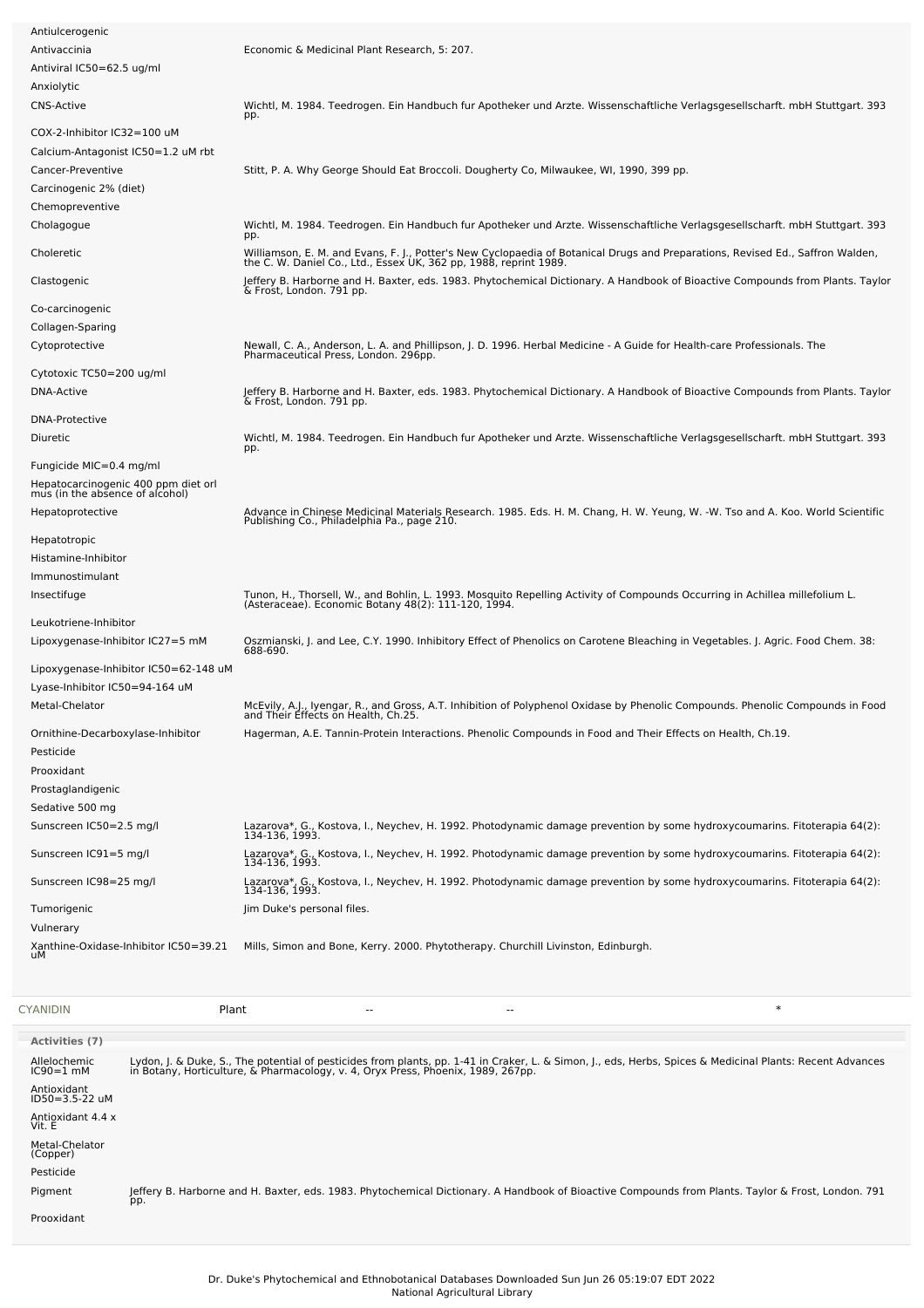| Activity | Reference |
|---|---|
| Antiulcerogenic | |
| Antivaccinia | Economic & Medicinal Plant Research, 5: 207. |
| Antiviral IC50=62.5 ug/ml | |
| Anxiolytic | |
| CNS-Active | Wichtl, M. 1984. Teedrogen. Ein Handbuch fur Apotheker und Arzte. Wissenschaftliche Verlagsgesellscharft. mbH Stuttgart. 393 pp. |
| COX-2-Inhibitor IC32=100 uM | |
| Calcium-Antagonist IC50=1.2 uM rbt | |
| Cancer-Preventive | Stitt, P. A. Why George Should Eat Broccoli. Dougherty Co, Milwaukee, WI, 1990, 399 pp. |
| Carcinogenic 2% (diet) | |
| Chemopreventive | |
| Cholagogue | Wichtl, M. 1984. Teedrogen. Ein Handbuch fur Apotheker und Arzte. Wissenschaftliche Verlagsgesellscharft. mbH Stuttgart. 393 pp. |
| Choleretic | Williamson, E. M. and Evans, F. J., Potter's New Cyclopaedia of Botanical Drugs and Preparations, Revised Ed., Saffron Walden, the C. W. Daniel Co., Ltd., Essex UK, 362 pp, 1988, reprint 1989. |
| Clastogenic | Jeffery B. Harborne and H. Baxter, eds. 1983. Phytochemical Dictionary. A Handbook of Bioactive Compounds from Plants. Taylor & Frost, London. 791 pp. |
| Co-carcinogenic | |
| Collagen-Sparing | |
| Cytoprotective | Newall, C. A., Anderson, L. A. and Phillipson, J. D. 1996. Herbal Medicine - A Guide for Health-care Professionals. The Pharmaceutical Press, London. 296pp. |
| Cytotoxic TC50=200 ug/ml | |
| DNA-Active | Jeffery B. Harborne and H. Baxter, eds. 1983. Phytochemical Dictionary. A Handbook of Bioactive Compounds from Plants. Taylor & Frost, London. 791 pp. |
| DNA-Protective | |
| Diuretic | Wichtl, M. 1984. Teedrogen. Ein Handbuch fur Apotheker und Arzte. Wissenschaftliche Verlagsgesellscharft. mbH Stuttgart. 393 pp. |
| Fungicide MIC=0.4 mg/ml | |
| Hepatocarcinogenic 400 ppm diet orl mus (in the absence of alcohol) | |
| Hepatoprotective | Advance in Chinese Medicinal Materials Research. 1985. Eds. H. M. Chang, H. W. Yeung, W. -W. Tso and A. Koo. World Scientific Publishing Co., Philadelphia Pa., page 210. |
| Hepatotropic | |
| Histamine-Inhibitor | |
| Immunostimulant | |
| Insectifuge | Tunon, H., Thorsell, W., and Bohlin, L. 1993. Mosquito Repelling Activity of Compounds Occurring in Achillea millefolium L. (Asteraceae). Economic Botany 48(2): 111-120, 1994. |
| Leukotriene-Inhibitor | |
| Lipoxygenase-Inhibitor IC27=5 mM | Oszmianski, J. and Lee, C.Y. 1990. Inhibitory Effect of Phenolics on Carotene Bleaching in Vegetables. J. Agric. Food Chem. 38: 688-690. |
| Lipoxygenase-Inhibitor IC50=62-148 uM | |
| Lyase-Inhibitor IC50=94-164 uM | |
| Metal-Chelator | McEvily, A.J., Iyengar, R., and Gross, A.T. Inhibition of Polyphenol Oxidase by Phenolic Compounds. Phenolic Compounds in Food and Their Effects on Health, Ch.25. |
| Ornithine-Decarboxylase-Inhibitor | Hagerman, A.E. Tannin-Protein Interactions. Phenolic Compounds in Food and Their Effects on Health, Ch.19. |
| Pesticide | |
| Prooxidant | |
| Prostaglandigenic | |
| Sedative 500 mg | |
| Sunscreen IC50=2.5 mg/l | Lazarova*, G., Kostova, I., Neychev, H. 1992. Photodynamic damage prevention by some hydroxycoumarins. Fitoterapia 64(2): 134-136, 1993. |
| Sunscreen IC91=5 mg/l | Lazarova*, G., Kostova, I., Neychev, H. 1992. Photodynamic damage prevention by some hydroxycoumarins. Fitoterapia 64(2): 134-136, 1993. |
| Sunscreen IC98=25 mg/l | Lazarova*, G., Kostova, I., Neychev, H. 1992. Photodynamic damage prevention by some hydroxycoumarins. Fitoterapia 64(2): 134-136, 1993. |
| Tumorigenic | Jim Duke's personal files. |
| Vulnerary | |
| Xanthine-Oxidase-Inhibitor IC50=39.21 uM | Mills, Simon and Bone, Kerry. 2000. Phytotherapy. Churchill Livinston, Edinburgh. |

| CYANIDIN | Plant | -- | -- | * |
|---|---|---|---|---|

**Activities (7)**

| Activity | Reference |
|---|---|
| Allelochemic IC90=1 mM | Lydon, J. & Duke, S., The potential of pesticides from plants, pp. 1-41 in Craker, L. & Simon, J., eds, Herbs, Spices & Medicinal Plants: Recent Advances in Botany, Horticulture, & Pharmacology, v. 4, Oryx Press, Phoenix, 1989, 267pp. |
| Antioxidant ID50=3.5-22 uM | |
| Antioxidant 4.4 x Vit. E | |
| Metal-Chelator (Copper) | |
| Pesticide | |
| Pigment | Jeffery B. Harborne and H. Baxter, eds. 1983. Phytochemical Dictionary. A Handbook of Bioactive Compounds from Plants. Taylor & Frost, London. 791 pp. |
| Prooxidant | |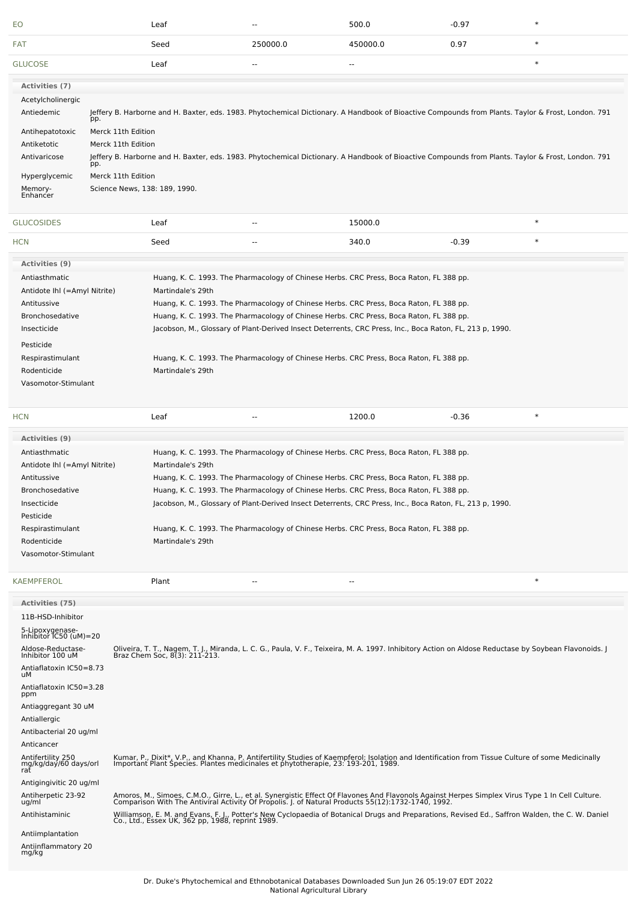| | | | | | |
|---|---|---|---|---|---|
| EO | Leaf | -- | 500.0 | -0.97 | * |
| FAT | Seed | 250000.0 | 450000.0 | 0.97 | * |
| GLUCOSE | Leaf | -- | -- | | * |

**Activities (7)**

| | |
|---|---|
| Acetylcholinergic | |
| Antiedemic | Jeffery B. Harborne and H. Baxter, eds. 1983. Phytochemical Dictionary. A Handbook of Bioactive Compounds from Plants. Taylor & Frost, London. 791 pp. |
| Antihepatotoxic | Merck 11th Edition |
| Antiketotic | Merck 11th Edition |
| Antivaricose | Jeffery B. Harborne and H. Baxter, eds. 1983. Phytochemical Dictionary. A Handbook of Bioactive Compounds from Plants. Taylor & Frost, London. 791 pp. |
| Hyperglycemic | Merck 11th Edition |
| Memory-Enhancer | Science News, 138: 189, 1990. |

| | | | | | |
|---|---|---|---|---|---|
| GLUCOSIDES | Leaf | -- | 15000.0 | | * |
| HCN | Seed | -- | 340.0 | -0.39 | * |

**Activities (9)**

| | |
|---|---|
| Antiasthmatic | Huang, K. C. 1993. The Pharmacology of Chinese Herbs. CRC Press, Boca Raton, FL 388 pp. |
| Antidote Ihl (=Amyl Nitrite) | Martindale's 29th |
| Antitussive | Huang, K. C. 1993. The Pharmacology of Chinese Herbs. CRC Press, Boca Raton, FL 388 pp. |
| Bronchosedative | Huang, K. C. 1993. The Pharmacology of Chinese Herbs. CRC Press, Boca Raton, FL 388 pp. |
| Insecticide | Jacobson, M., Glossary of Plant-Derived Insect Deterrents, CRC Press, Inc., Boca Raton, FL, 213 p, 1990. |
| Pesticide | |
| Respirastimulant | Huang, K. C. 1993. The Pharmacology of Chinese Herbs. CRC Press, Boca Raton, FL 388 pp. |
| Rodenticide | Martindale's 29th |
| Vasomotor-Stimulant | |

| | | | | | |
|---|---|---|---|---|---|
| HCN | Leaf | -- | 1200.0 | -0.36 | * |

**Activities (9)**

| | |
|---|---|
| Antiasthmatic | Huang, K. C. 1993. The Pharmacology of Chinese Herbs. CRC Press, Boca Raton, FL 388 pp. |
| Antidote Ihl (=Amyl Nitrite) | Martindale's 29th |
| Antitussive | Huang, K. C. 1993. The Pharmacology of Chinese Herbs. CRC Press, Boca Raton, FL 388 pp. |
| Bronchosedative | Huang, K. C. 1993. The Pharmacology of Chinese Herbs. CRC Press, Boca Raton, FL 388 pp. |
| Insecticide | Jacobson, M., Glossary of Plant-Derived Insect Deterrents, CRC Press, Inc., Boca Raton, FL, 213 p, 1990. |
| Pesticide | |
| Respirastimulant | Huang, K. C. 1993. The Pharmacology of Chinese Herbs. CRC Press, Boca Raton, FL 388 pp. |
| Rodenticide | Martindale's 29th |
| Vasomotor-Stimulant | |

| | | | | | |
|---|---|---|---|---|---|
| KAEMPFEROL | Plant | -- | -- | | * |

**Activities (75)**

| | |
|---|---|
| 11B-HSD-Inhibitor | |
| 5-Lipoxygenase-Inhibitor IC50 (uM)=20 | |
| Aldose-Reductase-Inhibitor 100 uM | Oliveira, T. T., Nagem, T. J., Miranda, L. C. G., Paula, V. F., Teixeira, M. A. 1997. Inhibitory Action on Aldose Reductase by Soybean Flavonoids. J Braz Chem Soc, 8(3): 211-213. |
| Antiaflatoxin IC50=8.73 uM | |
| Antiaflatoxin IC50=3.28 ppm | |
| Antiaggregant 30 uM | |
| Antiallergic | |
| Antibacterial 20 ug/ml | |
| Anticancer | |
| Antifertility 250 mg/kg/day/60 days/orl rat | Kumar, P., Dixit*, V.P., and Khanna, P. Antifertility Studies of Kaempferol: Isolation and Identification from Tissue Culture of some Medicinally Important Plant Species. Plantes medicinales et phytotherapie, 23: 193-201, 1989. |
| Antigingivitic 20 ug/ml | |
| Antiherpetic 23-92 ug/ml | Amoros, M., Simoes, C.M.O., Girre, L., et al. Synergistic Effect Of Flavones And Flavonols Against Herpes Simplex Virus Type 1 In Cell Culture. Comparison With The Antiviral Activity Of Propolis. J. of Natural Products 55(12):1732-1740, 1992. |
| Antihistaminic | Williamson, E. M. and Evans, F. J., Potter's New Cyclopaedia of Botanical Drugs and Preparations, Revised Ed., Saffron Walden, the C. W. Daniel Co., Ltd., Essex UK, 362 pp, 1988, reprint 1989. |
| Antiimplantation | |
| Antiinflammatory 20 mg/kg | |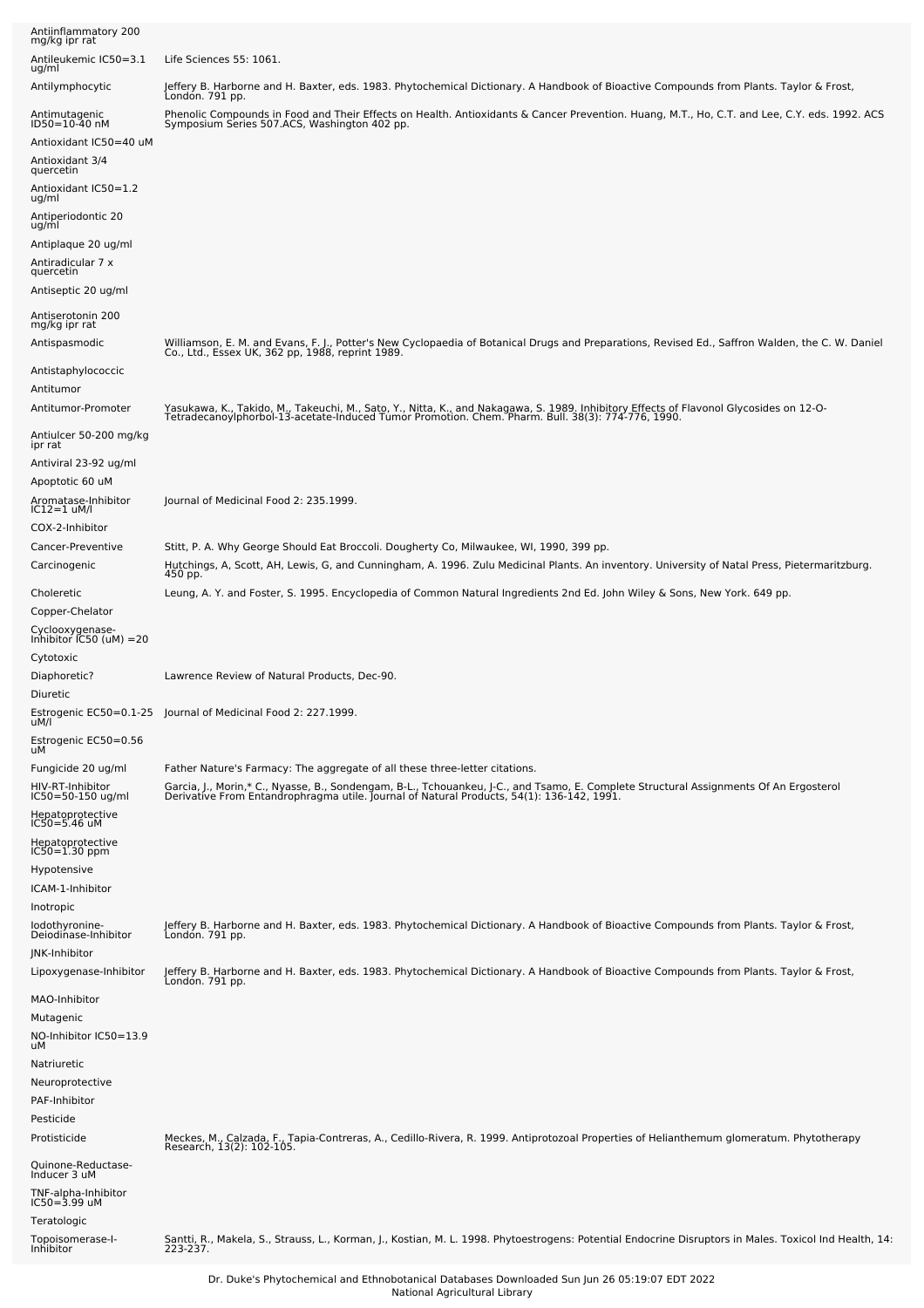| | |
|---|---|
| Antiinflammatory 200 mg/kg ipr rat | |
| Antileukemic IC50=3.1 ug/ml | Life Sciences 55: 1061. |
| Antilymphocytic | Jeffery B. Harborne and H. Baxter, eds. 1983. Phytochemical Dictionary. A Handbook of Bioactive Compounds from Plants. Taylor & Frost, London. 791 pp. |
| Antimutagenic ID50=10-40 nM | Phenolic Compounds in Food and Their Effects on Health. Antioxidants & Cancer Prevention. Huang, M.T., Ho, C.T. and Lee, C.Y. eds. 1992. ACS Symposium Series 507.ACS, Washington 402 pp. |
| Antioxidant IC50=40 uM | |
| Antioxidant 3/4 quercetin | |
| Antioxidant IC50=1.2 ug/ml | |
| Antiperiodontic 20 ug/ml | |
| Antiplaque 20 ug/ml | |
| Antiradicular 7 x quercetin | |
| Antiseptic 20 ug/ml | |
| Antiserotonin 200 mg/kg ipr rat | |
| Antispasmodic | Williamson, E. M. and Evans, F. J., Potter's New Cyclopaedia of Botanical Drugs and Preparations, Revised Ed., Saffron Walden, the C. W. Daniel Co., Ltd., Essex UK, 362 pp, 1988, reprint 1989. |
| Antistaphylococcic | |
| Antitumor | |
| Antitumor-Promoter | Yasukawa, K., Takido, M., Takeuchi, M., Sato, Y., Nitta, K., and Nakagawa, S. 1989. Inhibitory Effects of Flavonol Glycosides on 12-O-Tetradecanoylphorbol-13-acetate-Induced Tumor Promotion. Chem. Pharm. Bull. 38(3): 774-776, 1990. |
| Antiulcer 50-200 mg/kg ipr rat | |
| Antiviral 23-92 ug/ml | |
| Apoptotic 60 uM | |
| Aromatase-Inhibitor IC12=1 uM/l | Journal of Medicinal Food 2: 235.1999. |
| COX-2-Inhibitor | |
| Cancer-Preventive | Stitt, P. A. Why George Should Eat Broccoli. Dougherty Co, Milwaukee, WI, 1990, 399 pp. |
| Carcinogenic | Hutchings, A, Scott, AH, Lewis, G, and Cunningham, A. 1996. Zulu Medicinal Plants. An inventory. University of Natal Press, Pietermaritzburg. 450 pp. |
| Choleretic | Leung, A. Y. and Foster, S. 1995. Encyclopedia of Common Natural Ingredients 2nd Ed. John Wiley & Sons, New York. 649 pp. |
| Copper-Chelator | |
| Cyclooxygenase-Inhibitor IC50 (uM) =20 | |
| Cytotoxic | |
| Diaphoretic? | Lawrence Review of Natural Products, Dec-90. |
| Diuretic | |
| Estrogenic EC50=0.1-25 uM/l | Journal of Medicinal Food 2: 227.1999. |
| Estrogenic EC50=0.56 uM | |
| Fungicide 20 ug/ml | Father Nature's Farmacy: The aggregate of all these three-letter citations. |
| HIV-RT-Inhibitor IC50=50-150 ug/ml | Garcia, J., Morin,* C., Nyasse, B., Sondengam, B-L., Tchouankeu, J-C., and Tsamo, E. Complete Structural Assignments Of An Ergosterol Derivative From Entandrophragma utile. Journal of Natural Products, 54(1): 136-142, 1991. |
| Hepatoprotective IC50=5.46 uM | |
| Hepatoprotective IC50=1.30 ppm | |
| Hypotensive | |
| ICAM-1-Inhibitor | |
| Inotropic | |
| Iodothyronine-Deiodinase-Inhibitor | Jeffery B. Harborne and H. Baxter, eds. 1983. Phytochemical Dictionary. A Handbook of Bioactive Compounds from Plants. Taylor & Frost, London. 791 pp. |
| JNK-Inhibitor | |
| Lipoxygenase-Inhibitor | Jeffery B. Harborne and H. Baxter, eds. 1983. Phytochemical Dictionary. A Handbook of Bioactive Compounds from Plants. Taylor & Frost, London. 791 pp. |
| MAO-Inhibitor | |
| Mutagenic | |
| NO-Inhibitor IC50=13.9 uM | |
| Natriuretic | |
| Neuroprotective | |
| PAF-Inhibitor | |
| Pesticide | |
| Protisticide | Meckes, M., Calzada, F., Tapia-Contreras, A., Cedillo-Rivera, R. 1999. Antiprotozoal Properties of Helianthemum glomeratum. Phytotherapy Research, 13(2): 102-105. |
| Quinone-Reductase-Inducer 3 uM | |
| TNF-alpha-Inhibitor IC50=3.99 uM | |
| Teratologic | |
| Topoisomerase-I-Inhibitor | Santti, R., Makela, S., Strauss, L., Korman, J., Kostian, M. L. 1998. Phytoestrogens: Potential Endocrine Disruptors in Males. Toxicol Ind Health, 14: 223-237. |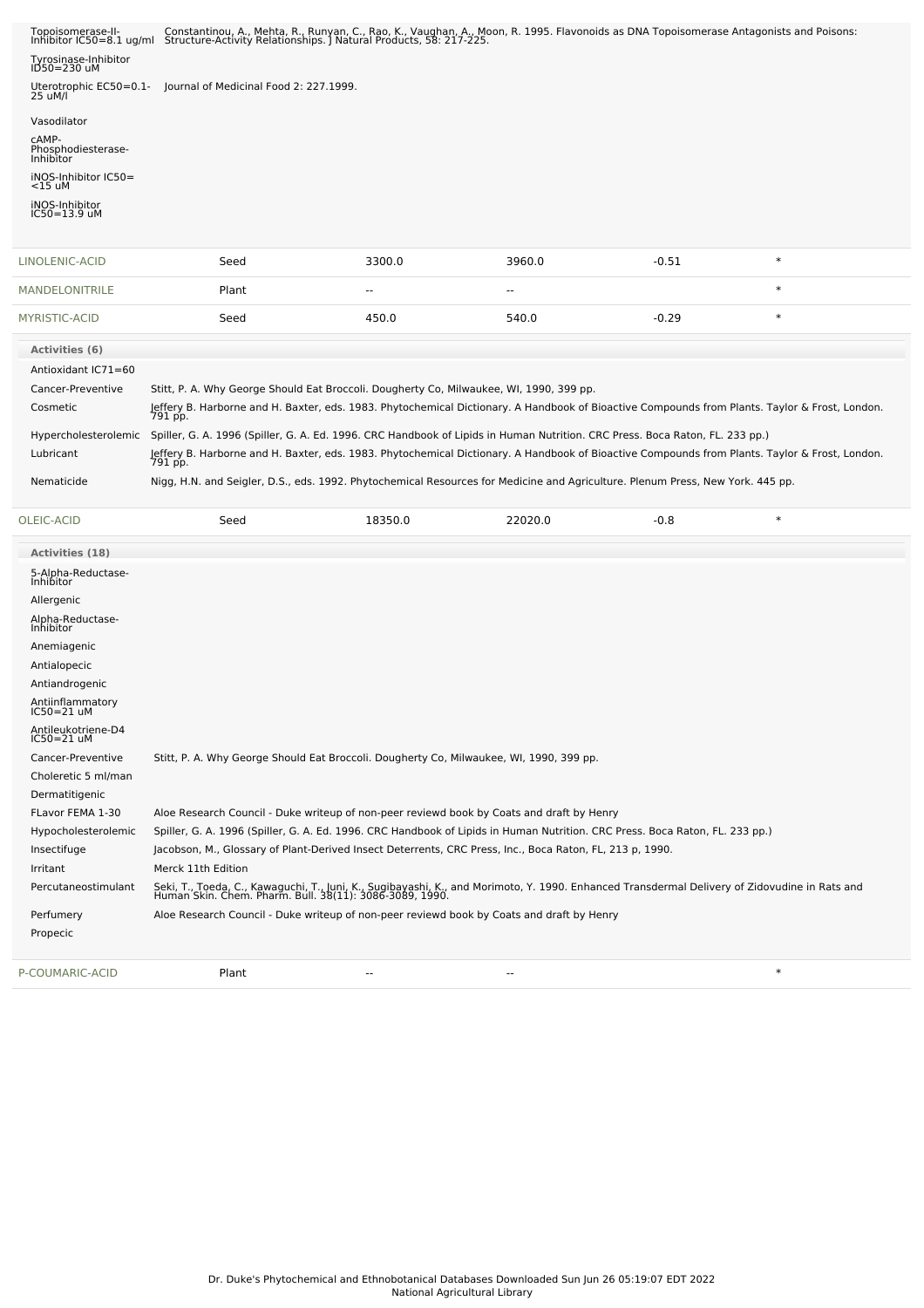| Activity | Reference |
|---|---|
| Topoisomerase-II-Inhibitor IC50=8.1 ug/ml | Constantinou, A., Mehta, R., Runyan, C., Rao, K., Vaughan, A., Moon, R. 1995. Flavonoids as DNA Topoisomerase Antagonists and Poisons: Structure-Activity Relationships. J Natural Products, 58: 217-225. |
| Tyrosinase-Inhibitor ID50=230 uM | |
| Uterotrophic EC50=0.1-25 uM/l | Journal of Medicinal Food 2: 227.1999. |
| Vasodilator | |
| cAMP-Phosphodiesterase-Inhibitor | |
| iNOS-Inhibitor IC50=<15 uM | |
| iNOS-Inhibitor IC50=13.9 uM | |

| Chemical | Part | Low | High | | |
|---|---|---|---|---|---|
| LINOLENIC-ACID | Seed | 3300.0 | 3960.0 | -0.51 | * |
| MANDELONITRILE | Plant | -- | -- | | * |
| MYRISTIC-ACID | Seed | 450.0 | 540.0 | -0.29 | * |

**Activities (6)**

| Activity | Reference |
|---|---|
| Antioxidant IC71=60 | |
| Cancer-Preventive | Stitt, P. A. Why George Should Eat Broccoli. Dougherty Co, Milwaukee, WI, 1990, 399 pp. |
| Cosmetic | Jeffery B. Harborne and H. Baxter, eds. 1983. Phytochemical Dictionary. A Handbook of Bioactive Compounds from Plants. Taylor & Frost, London. 791 pp. |
| Hypercholesterolemic | Spiller, G. A. 1996 (Spiller, G. A. Ed. 1996. CRC Handbook of Lipids in Human Nutrition. CRC Press. Boca Raton, FL. 233 pp.) |
| Lubricant | Jeffery B. Harborne and H. Baxter, eds. 1983. Phytochemical Dictionary. A Handbook of Bioactive Compounds from Plants. Taylor & Frost, London. 791 pp. |
| Nematicide | Nigg, H.N. and Seigler, D.S., eds. 1992. Phytochemical Resources for Medicine and Agriculture. Plenum Press, New York. 445 pp. |

| Chemical | Part | Low | High | | |
|---|---|---|---|---|---|
| OLEIC-ACID | Seed | 18350.0 | 22020.0 | -0.8 | * |

**Activities (18)**

| Activity | Reference |
|---|---|
| 5-Alpha-Reductase-Inhibitor | |
| Allergenic | |
| Alpha-Reductase-Inhibitor | |
| Anemiagenic | |
| Antialopecic | |
| Antiandrogenic | |
| Antiinflammatory IC50=21 uM | |
| Antileukotriene-D4 IC50=21 uM | |
| Cancer-Preventive | Stitt, P. A. Why George Should Eat Broccoli. Dougherty Co, Milwaukee, WI, 1990, 399 pp. |
| Choleretic 5 ml/man | |
| Dermatitigenic | |
| FLavor FEMA 1-30 | Aloe Research Council - Duke writeup of non-peer reviewd book by Coats and draft by Henry |
| Hypocholesterolemic | Spiller, G. A. 1996 (Spiller, G. A. Ed. 1996. CRC Handbook of Lipids in Human Nutrition. CRC Press. Boca Raton, FL. 233 pp.) |
| Insectifuge | Jacobson, M., Glossary of Plant-Derived Insect Deterrents, CRC Press, Inc., Boca Raton, FL, 213 p, 1990. |
| Irritant | Merck 11th Edition |
| Percutaneostimulant | Seki, T., Toeda, C., Kawaguchi, T., Juni, K., Sugibayashi, K., and Morimoto, Y. 1990. Enhanced Transdermal Delivery of Zidovudine in Rats and Human Skin. Chem. Pharm. Bull. 38(11): 3086-3089, 1990. |
| Perfumery | Aloe Research Council - Duke writeup of non-peer reviewd book by Coats and draft by Henry |
| Propecic | |

| Chemical | Part | Low | High | | |
|---|---|---|---|---|---|
| P-COUMARIC-ACID | Plant | -- | -- | | * |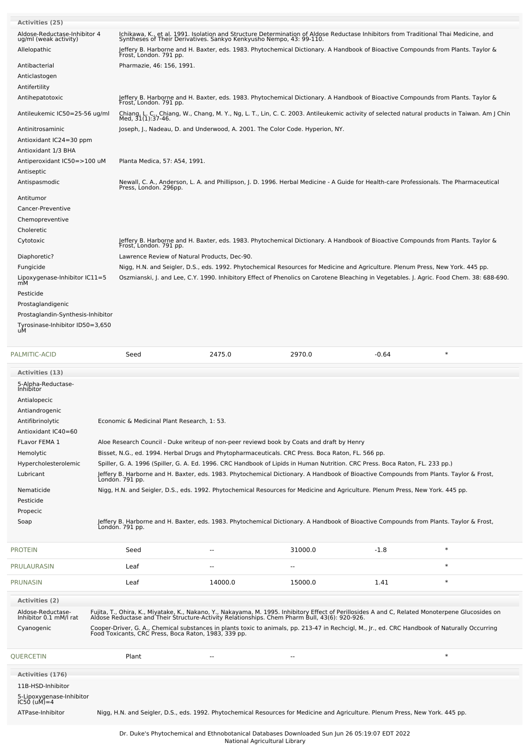**Activities (25)**

| Activity | Reference |
| --- | --- |
| Aldose-Reductase-Inhibitor 4 ug/ml (weak activity) | Ichikawa, K., et al. 1991. Isolation and Structure Determination of Aldose Reductase Inhibitors from Traditional Thai Medicine, and Syntheses of Their Derivatives. Sankyo Kenkyusho Nempo, 43: 99-110. |
| Allelopathic | Jeffery B. Harborne and H. Baxter, eds. 1983. Phytochemical Dictionary. A Handbook of Bioactive Compounds from Plants. Taylor & Frost, London. 791 pp. |
| Antibacterial | Pharmazie, 46: 156, 1991. |
| Anticlastogen | |
| Antifertility | |
| Antihepatotoxic | Jeffery B. Harborne and H. Baxter, eds. 1983. Phytochemical Dictionary. A Handbook of Bioactive Compounds from Plants. Taylor & Frost, London. 791 pp. |
| Antileukemic IC50=25-56 ug/ml | Chiang, L. C., Chiang, W., Chang, M. Y., Ng, L. T., Lin, C. C. 2003. Antileukemic activity of selected natural products in Taiwan. Am J Chin Med, 31(1):37-46. |
| Antinitrosaminic | Joseph, J., Nadeau, D. and Underwood, A. 2001. The Color Code. Hyperion, NY. |
| Antioxidant IC24=30 ppm | |
| Antioxidant 1/3 BHA | |
| Antiperoxidant IC50=>100 uM | Planta Medica, 57: A54, 1991. |
| Antiseptic | |
| Antispasmodic | Newall, C. A., Anderson, L. A. and Phillipson, J. D. 1996. Herbal Medicine - A Guide for Health-care Professionals. The Pharmaceutical Press, London. 296pp. |
| Antitumor | |
| Cancer-Preventive | |
| Chemopreventive | |
| Choleretic | |
| Cytotoxic | Jeffery B. Harborne and H. Baxter, eds. 1983. Phytochemical Dictionary. A Handbook of Bioactive Compounds from Plants. Taylor & Frost, London. 791 pp. |
| Diaphoretic? | Lawrence Review of Natural Products, Dec-90. |
| Fungicide | Nigg, H.N. and Seigler, D.S., eds. 1992. Phytochemical Resources for Medicine and Agriculture. Plenum Press, New York. 445 pp. |
| Lipoxygenase-Inhibitor IC11=5 mM | Oszmianski, J. and Lee, C.Y. 1990. Inhibitory Effect of Phenolics on Carotene Bleaching in Vegetables. J. Agric. Food Chem. 38: 688-690. |
| Pesticide | |
| Prostaglandigenic | |
| Prostaglandin-Synthesis-Inhibitor | |
| Tyrosinase-Inhibitor ID50=3,650 uM | |

| Chemical | Part | Low PPM | High PPM | StdDev | Refs |
| --- | --- | --- | --- | --- | --- |
| PALMITIC-ACID | Seed | 2475.0 | 2970.0 | -0.64 | * |

**Activities (13)**

| Activity | Reference |
| --- | --- |
| 5-Alpha-Reductase-Inhibitor | |
| Antialopecic | |
| Antiandrogenic | |
| Antifibrinolytic | Economic & Medicinal Plant Research, 1: 53. |
| Antioxidant IC40=60 | |
| FLavor FEMA 1 | Aloe Research Council - Duke writeup of non-peer reviewd book by Coats and draft by Henry |
| Hemolytic | Bisset, N.G., ed. 1994. Herbal Drugs and Phytopharmaceuticals. CRC Press. Boca Raton, FL. 566 pp. |
| Hypercholesterolemic | Spiller, G. A. 1996 (Spiller, G. A. Ed. 1996. CRC Handbook of Lipids in Human Nutrition. CRC Press. Boca Raton, FL. 233 pp.) |
| Lubricant | Jeffery B. Harborne and H. Baxter, eds. 1983. Phytochemical Dictionary. A Handbook of Bioactive Compounds from Plants. Taylor & Frost, London. 791 pp. |
| Nematicide | Nigg, H.N. and Seigler, D.S., eds. 1992. Phytochemical Resources for Medicine and Agriculture. Plenum Press, New York. 445 pp. |
| Pesticide | |
| Propecic | |
| Soap | Jeffery B. Harborne and H. Baxter, eds. 1983. Phytochemical Dictionary. A Handbook of Bioactive Compounds from Plants. Taylor & Frost, London. 791 pp. |

| Chemical | Part | Low PPM | High PPM | StdDev | Refs |
| --- | --- | --- | --- | --- | --- |
| PROTEIN | Seed | -- | 31000.0 | -1.8 | * |
| PRULAURASIN | Leaf | -- | -- | | * |
| PRUNASIN | Leaf | 14000.0 | 15000.0 | 1.41 | * |

**Activities (2)**

| Activity | Reference |
| --- | --- |
| Aldose-Reductase-Inhibitor 0.1 mM/l rat | Fujita, T., Ohira, K., Miyatake, K., Nakano, Y., Nakayama, M. 1995. Inhibitory Effect of Perillosides A and C, Related Monoterpene Glucosides on Aldose Reductase and Their Structure-Activity Relationships. Chem Pharm Bull, 43(6): 920-926. |
| Cyanogenic | Cooper-Driver, G. A., Chemical substances in plants toxic to animals, pp. 213-47 in Rechcigl, M., Jr., ed. CRC Handbook of Naturally Occurring Food Toxicants, CRC Press, Boca Raton, 1983, 339 pp. |

| Chemical | Part | Low PPM | High PPM | StdDev | Refs |
| --- | --- | --- | --- | --- | --- |
| QUERCETIN | Plant | -- | -- | | * |

**Activities (176)**

| Activity | Reference |
| --- | --- |
| 11B-HSD-Inhibitor | |
| 5-Lipoxygenase-Inhibitor IC50 (uM)=4 | |
| ATPase-Inhibitor | Nigg, H.N. and Seigler, D.S., eds. 1992. Phytochemical Resources for Medicine and Agriculture. Plenum Press, New York. 445 pp. |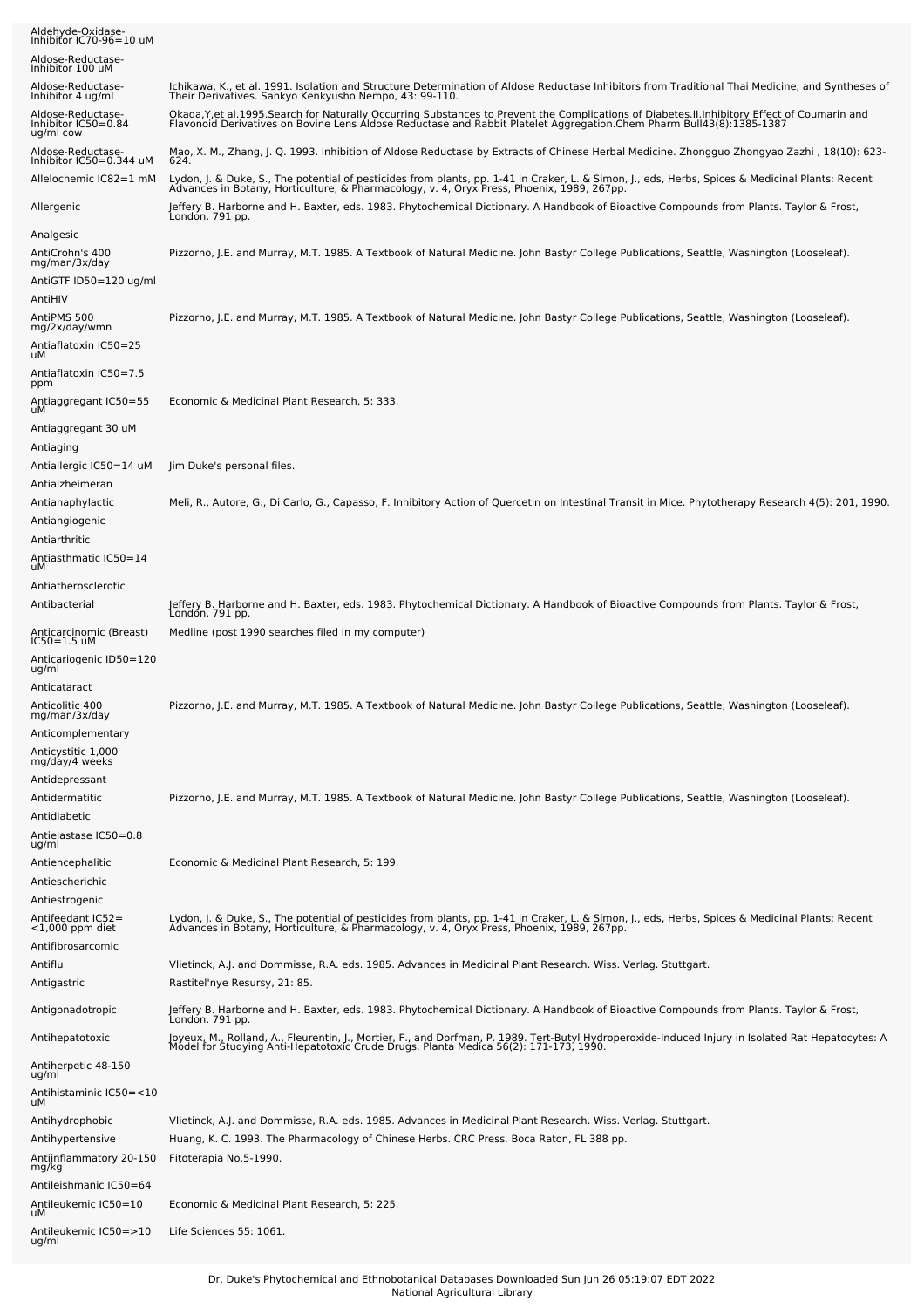| | |
|---|---|
| Aldehyde-Oxidase-Inhibitor IC70-96=10 uM | |
| Aldose-Reductase-Inhibitor 100 uM | |
| Aldose-Reductase-Inhibitor 4 ug/ml | Ichikawa, K., et al. 1991. Isolation and Structure Determination of Aldose Reductase Inhibitors from Traditional Thai Medicine, and Syntheses of Their Derivatives. Sankyo Kenkyusho Nempo, 43: 99-110. |
| Aldose-Reductase-Inhibitor IC50=0.84 ug/ml cow | Okada,Y,et al.1995.Search for Naturally Occurring Substances to Prevent the Complications of Diabetes.II.Inhibitory Effect of Coumarin and Flavonoid Derivatives on Bovine Lens Aldose Reductase and Rabbit Platelet Aggregation.Chem Pharm Bull43(8):1385-1387 |
| Aldose-Reductase-Inhibitor IC50=0.344 uM | Mao, X. M., Zhang, J. Q. 1993. Inhibition of Aldose Reductase by Extracts of Chinese Herbal Medicine. Zhongguo Zhongyao Zazhi , 18(10): 623-624. |
| Allelochemic IC82=1 mM | Lydon, J. & Duke, S., The potential of pesticides from plants, pp. 1-41 in Craker, L. & Simon, J., eds, Herbs, Spices & Medicinal Plants: Recent Advances in Botany, Horticulture, & Pharmacology, v. 4, Oryx Press, Phoenix, 1989, 267pp. |
| Allergenic | Jeffery B. Harborne and H. Baxter, eds. 1983. Phytochemical Dictionary. A Handbook of Bioactive Compounds from Plants. Taylor & Frost, London. 791 pp. |
| Analgesic | |
| AntiCrohn's 400 mg/man/3x/day | Pizzorno, J.E. and Murray, M.T. 1985. A Textbook of Natural Medicine. John Bastyr College Publications, Seattle, Washington (Looseleaf). |
| AntiGTF ID50=120 ug/ml | |
| AntiHIV | |
| AntiPMS 500 mg/2x/day/wmn | Pizzorno, J.E. and Murray, M.T. 1985. A Textbook of Natural Medicine. John Bastyr College Publications, Seattle, Washington (Looseleaf). |
| Antiaflatoxin IC50=25 uM | |
| Antiaflatoxin IC50=7.5 ppm | |
| Antiaggregant IC50=55 uM | Economic & Medicinal Plant Research, 5: 333. |
| Antiaggregant 30 uM | |
| Antiaging | |
| Antiallergic IC50=14 uM | Jim Duke's personal files. |
| Antialzheimeran | |
| Antianaphylactic | Meli, R., Autore, G., Di Carlo, G., Capasso, F. Inhibitory Action of Quercetin on Intestinal Transit in Mice. Phytotherapy Research 4(5): 201, 1990. |
| Antiangiogenic | |
| Antiarthritic | |
| Antiasthmatic IC50=14 uM | |
| Antiatherosclerotic | |
| Antibacterial | Jeffery B. Harborne and H. Baxter, eds. 1983. Phytochemical Dictionary. A Handbook of Bioactive Compounds from Plants. Taylor & Frost, London. 791 pp. |
| Anticarcinomic (Breast) IC50=1.5 uM | Medline (post 1990 searches filed in my computer) |
| Anticariogenic ID50=120 ug/ml | |
| Anticataract | |
| Anticolitic 400 mg/man/3x/day | Pizzorno, J.E. and Murray, M.T. 1985. A Textbook of Natural Medicine. John Bastyr College Publications, Seattle, Washington (Looseleaf). |
| Anticomplementary | |
| Anticystitic 1,000 mg/day/4 weeks | |
| Antidepressant | |
| Antidermatitic | Pizzorno, J.E. and Murray, M.T. 1985. A Textbook of Natural Medicine. John Bastyr College Publications, Seattle, Washington (Looseleaf). |
| Antidiabetic | |
| Antielastase IC50=0.8 ug/ml | |
| Antiencephalitic | Economic & Medicinal Plant Research, 5: 199. |
| Antiescherichic | |
| Antiestrogenic | |
| Antifeedant IC52= <1,000 ppm diet | Lydon, J. & Duke, S., The potential of pesticides from plants, pp. 1-41 in Craker, L. & Simon, J., eds, Herbs, Spices & Medicinal Plants: Recent Advances in Botany, Horticulture, & Pharmacology, v. 4, Oryx Press, Phoenix, 1989, 267pp. |
| Antifibrosarcomic | |
| Antiflu | Vlietinck, A.J. and Dommisse, R.A. eds. 1985. Advances in Medicinal Plant Research. Wiss. Verlag. Stuttgart. |
| Antigastric | Rastitel'nye Resursy, 21: 85. |
| Antigonadotropic | Jeffery B. Harborne and H. Baxter, eds. 1983. Phytochemical Dictionary. A Handbook of Bioactive Compounds from Plants. Taylor & Frost, London. 791 pp. |
| Antihepatotoxic | Joyeux, M., Rolland, A., Fleurentin, J., Mortier, F., and Dorfman, P. 1989. Tert-Butyl Hydroperoxide-Induced Injury in Isolated Rat Hepatocytes: A Model for Studying Anti-Hepatotoxic Crude Drugs. Planta Medica 56(2): 171-173, 1990. |
| Antiherpetic 48-150 ug/ml | |
| Antihistaminic IC50=<10 uM | |
| Antihydrophobic | Vlietinck, A.J. and Dommisse, R.A. eds. 1985. Advances in Medicinal Plant Research. Wiss. Verlag. Stuttgart. |
| Antihypertensive | Huang, K. C. 1993. The Pharmacology of Chinese Herbs. CRC Press, Boca Raton, FL 388 pp. |
| Antiinflammatory 20-150 mg/kg | Fitoterapia No.5-1990. |
| Antileishmanic IC50=64 | |
| Antileukemic IC50=10 uM | Economic & Medicinal Plant Research, 5: 225. |
| Antileukemic IC50=>10 ug/ml | Life Sciences 55: 1061. |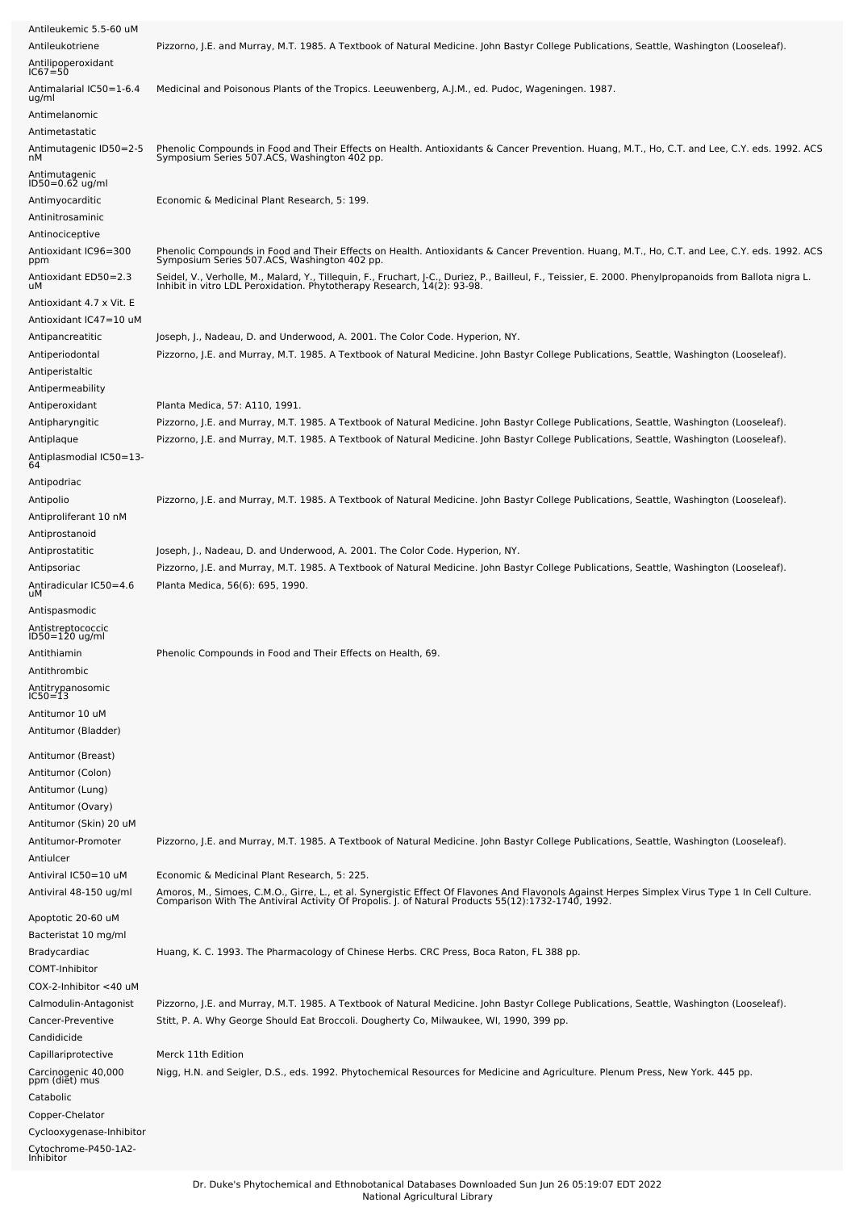| | |
|---|---|
| Antileukemic 5.5-60 uM | |
| Antileukotriene | Pizzorno, J.E. and Murray, M.T. 1985. A Textbook of Natural Medicine. John Bastyr College Publications, Seattle, Washington (Looseleaf). |
| Antilipoperoxidant IC67=50 | |
| Antimalarial IC50=1-6.4 ug/ml | Medicinal and Poisonous Plants of the Tropics. Leeuwenberg, A.J.M., ed. Pudoc, Wageningen. 1987. |
| Antimelanomic | |
| Antimetastatic | |
| Antimutagenic ID50=2-5 nM | Phenolic Compounds in Food and Their Effects on Health. Antioxidants & Cancer Prevention. Huang, M.T., Ho, C.T. and Lee, C.Y. eds. 1992. ACS Symposium Series 507.ACS, Washington 402 pp. |
| Antimutagenic ID50=0.62 ug/ml | |
| Antimyocarditic | Economic & Medicinal Plant Research, 5: 199. |
| Antinitrosaminic | |
| Antinociceptive | |
| Antioxidant IC96=300 ppm | Phenolic Compounds in Food and Their Effects on Health. Antioxidants & Cancer Prevention. Huang, M.T., Ho, C.T. and Lee, C.Y. eds. 1992. ACS Symposium Series 507.ACS, Washington 402 pp. |
| Antioxidant ED50=2.3 uM | Seidel, V., Verholle, M., Malard, Y., Tillequin, F., Fruchart, J-C., Duriez, P., Bailleul, F., Teissier, E. 2000. Phenylpropanoids from Ballota nigra L. Inhibit in vitro LDL Peroxidation. Phytotherapy Research, 14(2): 93-98. |
| Antioxidant 4.7 x Vit. E | |
| Antioxidant IC47=10 uM | |
| Antipancreatitic | Joseph, J., Nadeau, D. and Underwood, A. 2001. The Color Code. Hyperion, NY. |
| Antiperiodontal | Pizzorno, J.E. and Murray, M.T. 1985. A Textbook of Natural Medicine. John Bastyr College Publications, Seattle, Washington (Looseleaf). |
| Antiperistaltic | |
| Antipermeability | |
| Antiperoxidant | Planta Medica, 57: A110, 1991. |
| Antipharyngitic | Pizzorno, J.E. and Murray, M.T. 1985. A Textbook of Natural Medicine. John Bastyr College Publications, Seattle, Washington (Looseleaf). |
| Antiplaque | Pizzorno, J.E. and Murray, M.T. 1985. A Textbook of Natural Medicine. John Bastyr College Publications, Seattle, Washington (Looseleaf). |
| Antiplasmodial IC50=13-64 | |
| Antipodriac | |
| Antipolio | Pizzorno, J.E. and Murray, M.T. 1985. A Textbook of Natural Medicine. John Bastyr College Publications, Seattle, Washington (Looseleaf). |
| Antiproliferant 10 nM | |
| Antiprostanoid | |
| Antiprostatitic | Joseph, J., Nadeau, D. and Underwood, A. 2001. The Color Code. Hyperion, NY. |
| Antipsoriac | Pizzorno, J.E. and Murray, M.T. 1985. A Textbook of Natural Medicine. John Bastyr College Publications, Seattle, Washington (Looseleaf). |
| Antiradicular IC50=4.6 uM | Planta Medica, 56(6): 695, 1990. |
| Antispasmodic | |
| Antistreptococcic ID50=120 ug/ml | |
| Antithiamin | Phenolic Compounds in Food and Their Effects on Health, 69. |
| Antithrombic | |
| Antitrypanosomic IC50=13 | |
| Antitumor 10 uM | |
| Antitumor (Bladder) | |
| Antitumor (Breast) | |
| Antitumor (Colon) | |
| Antitumor (Lung) | |
| Antitumor (Ovary) | |
| Antitumor (Skin) 20 uM | |
| Antitumor-Promoter | Pizzorno, J.E. and Murray, M.T. 1985. A Textbook of Natural Medicine. John Bastyr College Publications, Seattle, Washington (Looseleaf). |
| Antiulcer | |
| Antiviral IC50=10 uM | Economic & Medicinal Plant Research, 5: 225. |
| Antiviral 48-150 ug/ml | Amoros, M., Simoes, C.M.O., Girre, L., et al. Synergistic Effect Of Flavones And Flavonols Against Herpes Simplex Virus Type 1 In Cell Culture. Comparison With The Antiviral Activity Of Propolis. J. of Natural Products 55(12):1732-1740, 1992. |
| Apoptotic 20-60 uM | |
| Bacteristat 10 mg/ml | |
| Bradycardiac | Huang, K. C. 1993. The Pharmacology of Chinese Herbs. CRC Press, Boca Raton, FL 388 pp. |
| COMT-Inhibitor | |
| COX-2-Inhibitor <40 uM | |
| Calmodulin-Antagonist | Pizzorno, J.E. and Murray, M.T. 1985. A Textbook of Natural Medicine. John Bastyr College Publications, Seattle, Washington (Looseleaf). |
| Cancer-Preventive | Stitt, P. A. Why George Should Eat Broccoli. Dougherty Co, Milwaukee, WI, 1990, 399 pp. |
| Candidicide | |
| Capillariprotective | Merck 11th Edition |
| Carcinogenic 40,000 ppm (diet) mus | Nigg, H.N. and Seigler, D.S., eds. 1992. Phytochemical Resources for Medicine and Agriculture. Plenum Press, New York. 445 pp. |
| Catabolic | |
| Copper-Chelator | |
| Cyclooxygenase-Inhibitor | |
| Cytochrome-P450-1A2-Inhibitor | |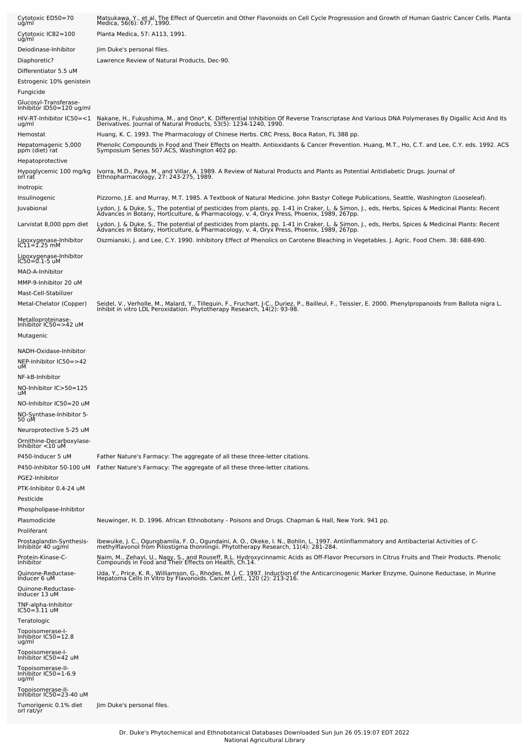| | |
|---|---|
| Cytotoxic ED50=70 ug/ml | Matsukawa, Y., et al. The Effect of Quercetin and Other Flavonoids on Cell Cycle Progresssion and Growth of Human Gastric Cancer Cells. Planta Medica, 56(6): 677, 1990. |
| Cytotoxic IC82=100 ug/ml | Planta Medica, 57: A113, 1991. |
| Deiodinase-Inhibitor | Jim Duke's personal files. |
| Diaphoretic? | Lawrence Review of Natural Products, Dec-90. |
| Differentiator 5.5 uM | |
| Estrogenic 10% genistein | |
| Fungicide | |
| Glucosyl-Transferase-Inhibitor ID50=120 ug/ml | |
| HIV-RT-Inhibitor IC50=<1 ug/ml | Nakane, H., Fukushima, M., and Ono*, K. Differential Inhibition Of Reverse Transcriptase And Various DNA Polymerases By Digallic Acid And Its Derivatives. Journal of Natural Products, 53(5): 1234-1240, 1990. |
| Hemostat | Huang, K. C. 1993. The Pharmacology of Chinese Herbs. CRC Press, Boca Raton, FL 388 pp. |
| Hepatomagenic 5,000 ppm (diet) rat | Phenolic Compounds in Food and Their Effects on Health. Antioxidants & Cancer Prevention. Huang, M.T., Ho, C.T. and Lee, C.Y. eds. 1992. ACS Symposium Series 507.ACS, Washington 402 pp. |
| Hepatoprotective | |
| Hypoglycemic 100 mg/kg orl rat | Ivorra, M.D., Paya, M., and Villar, A. 1989. A Review of Natural Products and Plants as Potential Antidiabetic Drugs. Journal of Ethnopharmacology, 27: 243-275, 1989. |
| Inotropic | |
| Insulinogenic | Pizzorno, J.E. and Murray, M.T. 1985. A Textbook of Natural Medicine. John Bastyr College Publications, Seattle, Washington (Looseleaf). |
| Juvabional | Lydon, J. & Duke, S., The potential of pesticides from plants, pp. 1-41 in Craker, L. & Simon, J., eds, Herbs, Spices & Medicinal Plants: Recent Advances in Botany, Horticulture, & Pharmacology, v. 4, Oryx Press, Phoenix, 1989, 267pp. |
| Larvistat 8,000 ppm diet | Lydon, J. & Duke, S., The potential of pesticides from plants, pp. 1-41 in Craker, L. & Simon, J., eds, Herbs, Spices & Medicinal Plants: Recent Advances in Botany, Horticulture, & Pharmacology, v. 4, Oryx Press, Phoenix, 1989, 267pp. |
| Lipoxygenase-Inhibitor IC11=1.25 mM | Oszmianski, J. and Lee, C.Y. 1990. Inhibitory Effect of Phenolics on Carotene Bleaching in Vegetables. J. Agric. Food Chem. 38: 688-690. |
| Lipoxygenase-Inhibitor IC50=0.1-5 uM | |
| MAO-A-Inhibitor | |
| MMP-9-Inhibitor 20 uM | |
| Mast-Cell-Stabilizer | |
| Metal-Chelator (Copper) | Seidel, V., Verholle, M., Malard, Y., Tillequin, F., Fruchart, J-C., Duriez, P., Bailleul, F., Teissier, E. 2000. Phenylpropanoids from Ballota nigra L. Inhibit in vitro LDL Peroxidation. Phytotherapy Research, 14(2): 93-98. |
| Metalloproteinase-Inhibitor IC50=>42 uM | |
| Mutagenic | |
| NADH-Oxidase-Inhibitor | |
| NEP-Inhibitor IC50=>42 uM | |
| NF-kB-Inhibitor | |
| NO-Inhibitor IC>50=125 uM | |
| NO-Inhibitor IC50=20 uM | |
| NO-Synthase-Inhibitor 5-50 uM | |
| Neuroprotective 5-25 uM | |
| Ornithine-Decarboxylase-Inhibitor <10 uM | |
| P450-Inducer 5 uM | Father Nature's Farmacy: The aggregate of all these three-letter citations. |
| P450-Inhibitor 50-100 uM | Father Nature's Farmacy: The aggregate of all these three-letter citations. |
| PGE2-Inhibitor | |
| PTK-Inhibitor 0.4-24 uM | |
| Pesticide | |
| Phospholipase-Inhibitor | |
| Plasmodicide | Neuwinger, H. D. 1996. African Ethnobotany - Poisons and Drugs. Chapman & Hall, New York. 941 pp. |
| Proliferant | |
| Prostaglandin-Synthesis-Inhibitor 40 ug/ml | Ibewuike, J. C., Ogungbamila, F. O., Ogundaini, A. O., Okeke, I. N., Bohlin, L. 1997. Antiinflammatory and Antibacterial Activities of C-methylflavonol from Piliostigma thonningii. Phytotherapy Research, 11(4): 281-284. |
| Protein-Kinase-C-Inhibitor | Naim, M., Zehavi, U., Nagy, S., and Rouseff, R.L. Hydroxycinnamic Acids as Off-Flavor Precursors in Citrus Fruits and Their Products. Phenolic Compounds in Food and Their Effects on Health, Ch.14. |
| Quinone-Reductase-Inducer 6 uM | Uda, Y., Price, K. R., Williamson, G., Rhodes, M. J. C. 1997. Induction of the Anticarcinogenic Marker Enzyme, Quinone Reductase, in Murine Hepatoma Cells In Vitro by Flavonoids. Cancer Lett., 120 (2): 213-216. |
| Quinone-Reductase-Inducer 13 uM | |
| TNF-alpha-Inhibitor IC50=3.11 uM | |
| Teratologic | |
| Topoisomerase-I-Inhibitor IC50=12.8 ug/ml | |
| Topoisomerase-I-Inhibitor IC50=42 uM | |
| Topoisomerase-II-Inhibitor IC50=1-6.9 ug/ml | |
| Topoisomerase-II-Inhibitor IC50=23-40 uM | |
| Tumorigenic 0.1% diet orl rat/yr | Jim Duke's personal files. |

Dr. Duke's Phytochemical and Ethnobotanical Databases Downloaded Sun Jun 26 05:19:07 EDT 2022
National Agricultural Library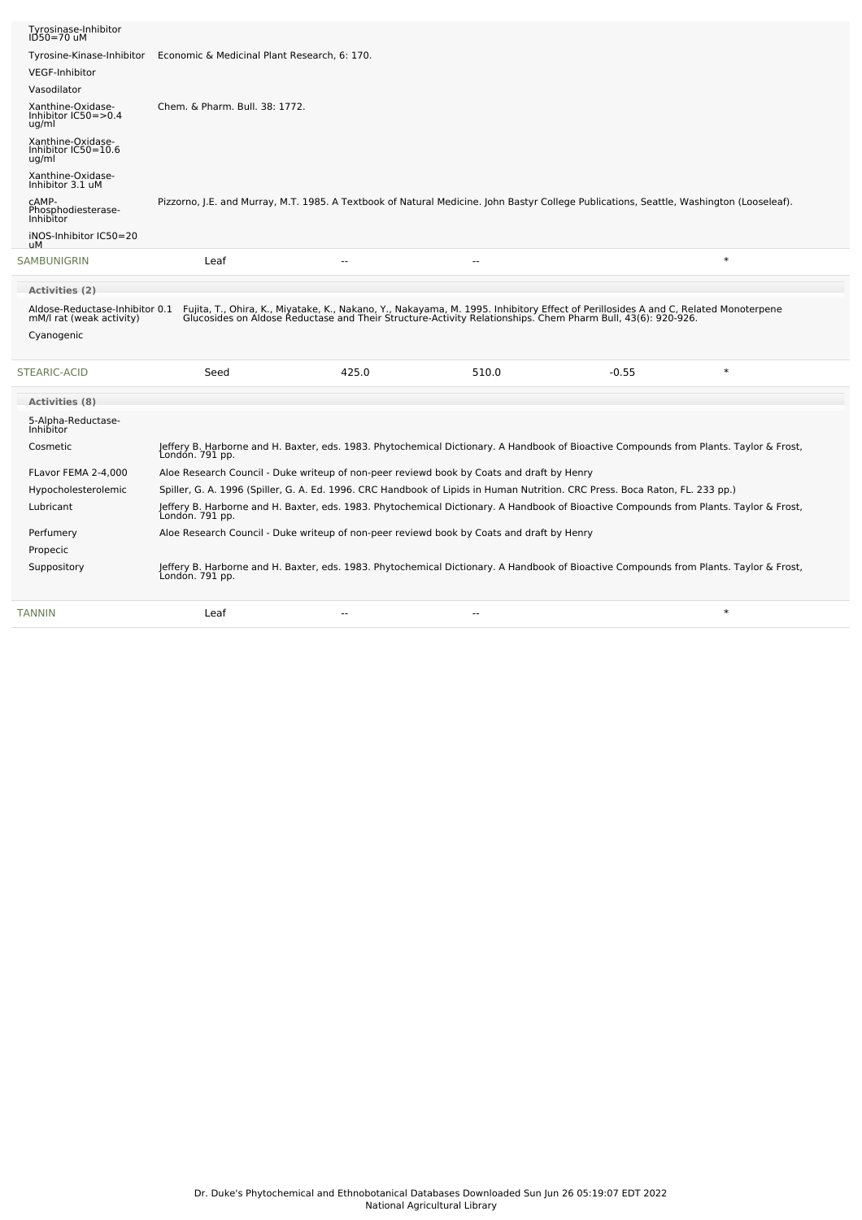| Activity | Reference |
|---|---|
| Tyrosinase-Inhibitor ID50=70 uM | |
| Tyrosine-Kinase-Inhibitor | Economic & Medicinal Plant Research, 6: 170. |
| VEGF-Inhibitor | |
| Vasodilator | |
| Xanthine-Oxidase-Inhibitor IC50=>0.4 ug/ml | Chem. & Pharm. Bull. 38: 1772. |
| Xanthine-Oxidase-Inhibitor IC50=10.6 ug/ml | |
| Xanthine-Oxidase-Inhibitor 3.1 uM | |
| cAMP-Phosphodiesterase-Inhibitor | Pizzorno, J.E. and Murray, M.T. 1985. A Textbook of Natural Medicine. John Bastyr College Publications, Seattle, Washington (Looseleaf). |
| iNOS-Inhibitor IC50=20 uM | |

| Chemical | Part | Low PPM | High PPM | StdDev | Refernce |
|---|---|---|---|---|---|
| SAMBUNIGRIN | Leaf | -- | -- | | * |

**Activities (2)**

| Activity | Reference |
|---|---|
| Aldose-Reductase-Inhibitor 0.1 mM/l rat (weak activity) | Fujita, T., Ohira, K., Miyatake, K., Nakano, Y., Nakayama, M. 1995. Inhibitory Effect of Perillosides A and C, Related Monoterpene Glucosides on Aldose Reductase and Their Structure-Activity Relationships. Chem Pharm Bull, 43(6): 920-926. |
| Cyanogenic | |

| Chemical | Part | Low PPM | High PPM | StdDev | Refernce |
|---|---|---|---|---|---|
| STEARIC-ACID | Seed | 425.0 | 510.0 | -0.55 | * |

**Activities (8)**

| Activity | Reference |
|---|---|
| 5-Alpha-Reductase-Inhibitor | |
| Cosmetic | Jeffery B. Harborne and H. Baxter, eds. 1983. Phytochemical Dictionary. A Handbook of Bioactive Compounds from Plants. Taylor & Frost, London. 791 pp. |
| FLavor FEMA 2-4,000 | Aloe Research Council - Duke writeup of non-peer reviewd book by Coats and draft by Henry |
| Hypocholesterolemic | Spiller, G. A. 1996 (Spiller, G. A. Ed. 1996. CRC Handbook of Lipids in Human Nutrition. CRC Press. Boca Raton, FL. 233 pp.) |
| Lubricant | Jeffery B. Harborne and H. Baxter, eds. 1983. Phytochemical Dictionary. A Handbook of Bioactive Compounds from Plants. Taylor & Frost, London. 791 pp. |
| Perfumery | Aloe Research Council - Duke writeup of non-peer reviewd book by Coats and draft by Henry |
| Propecic | |
| Suppository | Jeffery B. Harborne and H. Baxter, eds. 1983. Phytochemical Dictionary. A Handbook of Bioactive Compounds from Plants. Taylor & Frost, London. 791 pp. |

| Chemical | Part | Low PPM | High PPM | StdDev | Refernce |
|---|---|---|---|---|---|
| TANNIN | Leaf | -- | -- | | * |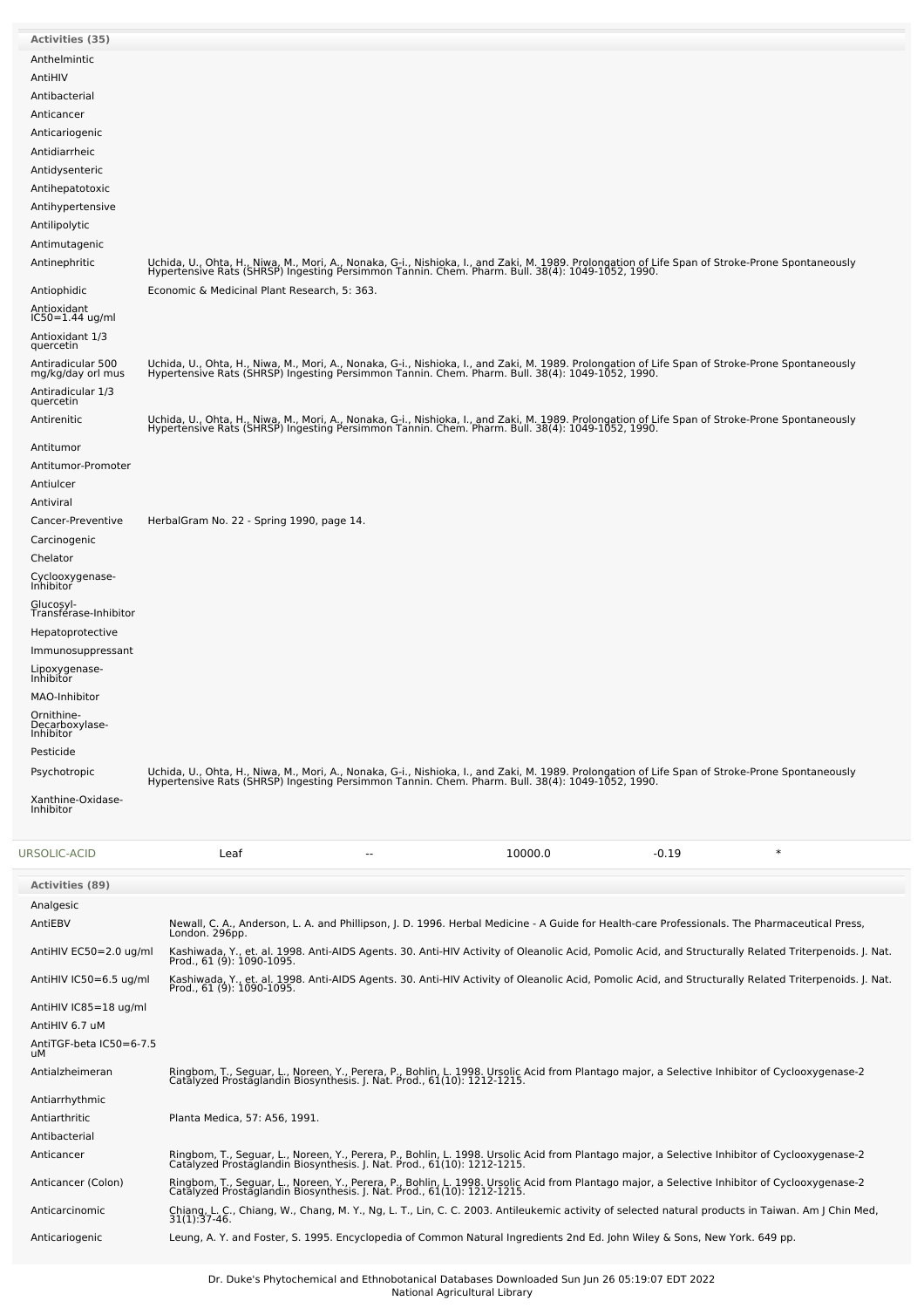| Activities (35) | |
|---|---|
| Anthelmintic | |
| AntiHIV | |
| Antibacterial | |
| Anticancer | |
| Anticariogenic | |
| Antidiarrheic | |
| Antidysenteric | |
| Antihepatotoxic | |
| Antihypertensive | |
| Antilipolytic | |
| Antimutagenic | |
| Antinephritic | Uchida, U., Ohta, H., Niwa, M., Mori, A., Nonaka, G-i., Nishioka, I., and Zaki, M. 1989. Prolongation of Life Span of Stroke-Prone Spontaneously Hypertensive Rats (SHRSP) Ingesting Persimmon Tannin. Chem. Pharm. Bull. 38(4): 1049-1052, 1990. |
| Antiophidic | Economic & Medicinal Plant Research, 5: 363. |
| Antioxidant IC50=1.44 ug/ml | |
| Antioxidant 1/3 quercetin | |
| Antiradicular 500 mg/kg/day orl mus | Uchida, U., Ohta, H., Niwa, M., Mori, A., Nonaka, G-i., Nishioka, I., and Zaki, M. 1989. Prolongation of Life Span of Stroke-Prone Spontaneously Hypertensive Rats (SHRSP) Ingesting Persimmon Tannin. Chem. Pharm. Bull. 38(4): 1049-1052, 1990. |
| Antiradicular 1/3 quercetin | |
| Antirenitic | Uchida, U., Ohta, H., Niwa, M., Mori, A., Nonaka, G-i., Nishioka, I., and Zaki, M. 1989. Prolongation of Life Span of Stroke-Prone Spontaneously Hypertensive Rats (SHRSP) Ingesting Persimmon Tannin. Chem. Pharm. Bull. 38(4): 1049-1052, 1990. |
| Antitumor | |
| Antitumor-Promoter | |
| Antiulcer | |
| Antiviral | |
| Cancer-Preventive | HerbalGram No. 22 - Spring 1990, page 14. |
| Carcinogenic | |
| Chelator | |
| Cyclooxygenase-Inhibitor | |
| Glucosyl-Transferase-Inhibitor | |
| Hepatoprotective | |
| Immunosuppressant | |
| Lipoxygenase-Inhibitor | |
| MAO-Inhibitor | |
| Ornithine-Decarboxylase-Inhibitor | |
| Pesticide | |
| Psychotropic | Uchida, U., Ohta, H., Niwa, M., Mori, A., Nonaka, G-i., Nishioka, I., and Zaki, M. 1989. Prolongation of Life Span of Stroke-Prone Spontaneously Hypertensive Rats (SHRSP) Ingesting Persimmon Tannin. Chem. Pharm. Bull. 38(4): 1049-1052, 1990. |
| Xanthine-Oxidase-Inhibitor | |

| URSOLIC-ACID | Leaf | -- | 10000.0 | -0.19 | * |
|---|---|---|---|---|---|

| Activities (89) | |
|---|---|
| Analgesic | |
| AntiEBV | Newall, C. A., Anderson, L. A. and Phillipson, J. D. 1996. Herbal Medicine - A Guide for Health-care Professionals. The Pharmaceutical Press, London. 296pp. |
| AntiHIV EC50=2.0 ug/ml | Kashiwada, Y., et. al. 1998. Anti-AIDS Agents. 30. Anti-HIV Activity of Oleanolic Acid, Pomolic Acid, and Structurally Related Triterpenoids. J. Nat. Prod., 61 (9): 1090-1095. |
| AntiHIV IC50=6.5 ug/ml | Kashiwada, Y., et. al. 1998. Anti-AIDS Agents. 30. Anti-HIV Activity of Oleanolic Acid, Pomolic Acid, and Structurally Related Triterpenoids. J. Nat. Prod., 61 (9): 1090-1095. |
| AntiHIV IC85=18 ug/ml | |
| AntiHIV 6.7 uM | |
| AntiTGF-beta IC50=6-7.5 uM | |
| Antialzheimeran | Ringbom, T., Seguar, L., Noreen, Y., Perera, P., Bohlin, L. 1998. Ursolic Acid from Plantago major, a Selective Inhibitor of Cyclooxygenase-2 Catalyzed Prostaglandin Biosynthesis. J. Nat. Prod., 61(10): 1212-1215. |
| Antiarrhythmic | |
| Antiarthritic | Planta Medica, 57: A56, 1991. |
| Antibacterial | |
| Anticancer | Ringbom, T., Seguar, L., Noreen, Y., Perera, P., Bohlin, L. 1998. Ursolic Acid from Plantago major, a Selective Inhibitor of Cyclooxygenase-2 Catalyzed Prostaglandin Biosynthesis. J. Nat. Prod., 61(10): 1212-1215. |
| Anticancer (Colon) | Ringbom, T., Seguar, L., Noreen, Y., Perera, P., Bohlin, L. 1998. Ursolic Acid from Plantago major, a Selective Inhibitor of Cyclooxygenase-2 Catalyzed Prostaglandin Biosynthesis. J. Nat. Prod., 61(10): 1212-1215. |
| Anticarcinomic | Chiang, L. C., Chiang, W., Chang, M. Y., Ng, L. T., Lin, C. C. 2003. Antileukemic activity of selected natural products in Taiwan. Am J Chin Med, 31(1):37-46. |
| Anticariogenic | Leung, A. Y. and Foster, S. 1995. Encyclopedia of Common Natural Ingredients 2nd Ed. John Wiley & Sons, New York. 649 pp. |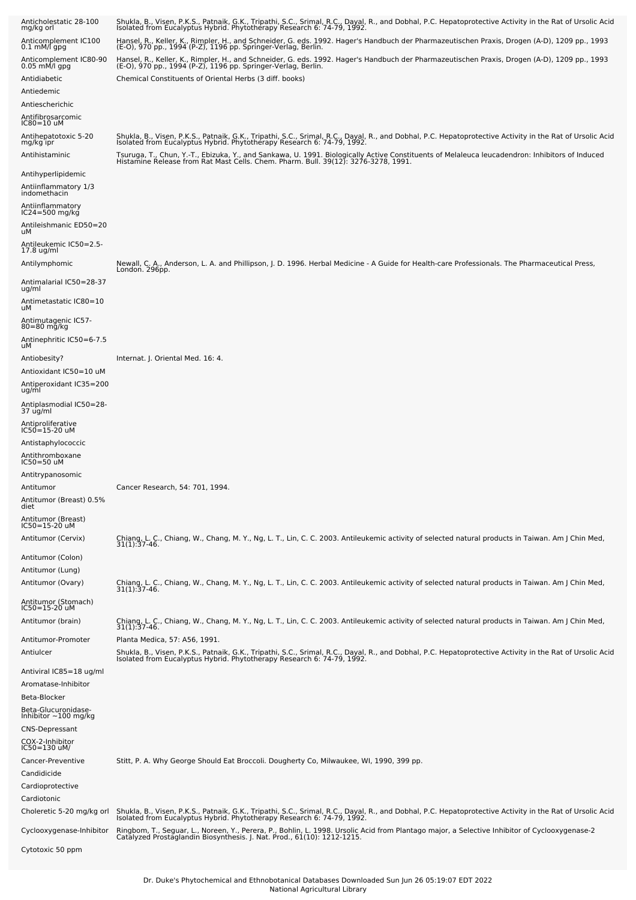| | |
|---|---|
| Anticholestatic 28-100 mg/kg orl | Shukla, B., Visen, P.K.S., Patnaik, G.K., Tripathi, S.C., Srimal, R.C., Dayal, R., and Dobhal, P.C. Hepatoprotective Activity in the Rat of Ursolic Acid Isolated from Eucalyptus Hybrid. Phytotherapy Research 6: 74-79, 1992. |
| Anticomplement IC100 0.1 mM/l gpg | Hansel, R., Keller, K., Rimpler, H., and Schneider, G. eds. 1992. Hager's Handbuch der Pharmazeutischen Praxis, Drogen (A-D), 1209 pp., 1993 (E-O), 970 pp., 1994 (P-Z), 1196 pp. Springer-Verlag, Berlin. |
| Anticomplement IC80-90 0.05 mM/l gpg | Hansel, R., Keller, K., Rimpler, H., and Schneider, G. eds. 1992. Hager's Handbuch der Pharmazeutischen Praxis, Drogen (A-D), 1209 pp., 1993 (E-O), 970 pp., 1994 (P-Z), 1196 pp. Springer-Verlag, Berlin. |
| Antidiabetic | Chemical Constituents of Oriental Herbs (3 diff. books) |
| Antiedemic | |
| Antiescherichic | |
| Antifibrosarcomic IC80=10 uM | |
| Antihepatotoxic 5-20 mg/kg ipr | Shukla, B., Visen, P.K.S., Patnaik, G.K., Tripathi, S.C., Srimal, R.C., Dayal, R., and Dobhal, P.C. Hepatoprotective Activity in the Rat of Ursolic Acid Isolated from Eucalyptus Hybrid. Phytotherapy Research 6: 74-79, 1992. |
| Antihistaminic | Tsuruga, T., Chun, Y.-T., Ebizuka, Y., and Sankawa, U. 1991. Biologically Active Constituents of Melaleuca leucadendron: Inhibitors of Induced Histamine Release from Rat Mast Cells. Chem. Pharm. Bull. 39(12): 3276-3278, 1991. |
| Antihyperlipidemic | |
| Antiinflammatory 1/3 indomethacin | |
| Antiinflammatory IC24=500 mg/kg | |
| Antileishmanic ED50=20 uM | |
| Antileukemic IC50=2.5-17.8 ug/ml | |
| Antilymphomic | Newall, C. A., Anderson, L. A. and Phillipson, J. D. 1996. Herbal Medicine - A Guide for Health-care Professionals. The Pharmaceutical Press, London. 296pp. |
| Antimalarial IC50=28-37 ug/ml | |
| Antimetastatic IC80=10 uM | |
| Antimutagenic IC57-80=80 mg/kg | |
| Antinephritic IC50=6-7.5 uM | |
| Antiobesity? | Internat. J. Oriental Med. 16: 4. |
| Antioxidant IC50=10 uM | |
| Antiperoxidant IC35=200 ug/ml | |
| Antiplasmodial IC50=28-37 ug/ml | |
| Antiproliferative IC50=15-20 uM | |
| Antistaphylococcic | |
| Antithromboxane IC50=50 uM | |
| Antitrypanosomic | |
| Antitumor | Cancer Research, 54: 701, 1994. |
| Antitumor (Breast) 0.5% diet | |
| Antitumor (Breast) IC50=15-20 uM | |
| Antitumor (Cervix) | Chiang, L. C., Chiang, W., Chang, M. Y., Ng, L. T., Lin, C. C. 2003. Antileukemic activity of selected natural products in Taiwan. Am J Chin Med, 31(1):37-46. |
| Antitumor (Colon) | |
| Antitumor (Lung) | |
| Antitumor (Ovary) | Chiang, L. C., Chiang, W., Chang, M. Y., Ng, L. T., Lin, C. C. 2003. Antileukemic activity of selected natural products in Taiwan. Am J Chin Med, 31(1):37-46. |
| Antitumor (Stomach) IC50=15-20 uM | |
| Antitumor (brain) | Chiang, L. C., Chiang, W., Chang, M. Y., Ng, L. T., Lin, C. C. 2003. Antileukemic activity of selected natural products in Taiwan. Am J Chin Med, 31(1):37-46. |
| Antitumor-Promoter | Planta Medica, 57: A56, 1991. |
| Antiulcer | Shukla, B., Visen, P.K.S., Patnaik, G.K., Tripathi, S.C., Srimal, R.C., Dayal, R., and Dobhal, P.C. Hepatoprotective Activity in the Rat of Ursolic Acid Isolated from Eucalyptus Hybrid. Phytotherapy Research 6: 74-79, 1992. |
| Antiviral IC85=18 ug/ml | |
| Aromatase-Inhibitor | |
| Beta-Blocker | |
| Beta-Glucuronidase-Inhibitor ~100 mg/kg | |
| CNS-Depressant | |
| COX-2-Inhibitor IC50=130 uM/ | |
| Cancer-Preventive | Stitt, P. A. Why George Should Eat Broccoli. Dougherty Co, Milwaukee, WI, 1990, 399 pp. |
| Candidicide | |
| Cardioprotective | |
| Cardiotonic | |
| Choleretic 5-20 mg/kg orl | Shukla, B., Visen, P.K.S., Patnaik, G.K., Tripathi, S.C., Srimal, R.C., Dayal, R., and Dobhal, P.C. Hepatoprotective Activity in the Rat of Ursolic Acid Isolated from Eucalyptus Hybrid. Phytotherapy Research 6: 74-79, 1992. |
| Cyclooxygenase-Inhibitor | Ringbom, T., Seguar, L., Noreen, Y., Perera, P., Bohlin, L. 1998. Ursolic Acid from Plantago major, a Selective Inhibitor of Cyclooxygenase-2 Catalyzed Prostaglandin Biosynthesis. J. Nat. Prod., 61(10): 1212-1215. |
| Cytotoxic 50 ppm | |

Dr. Duke's Phytochemical and Ethnobotanical Databases Downloaded Sun Jun 26 05:19:07 EDT 2022
National Agricultural Library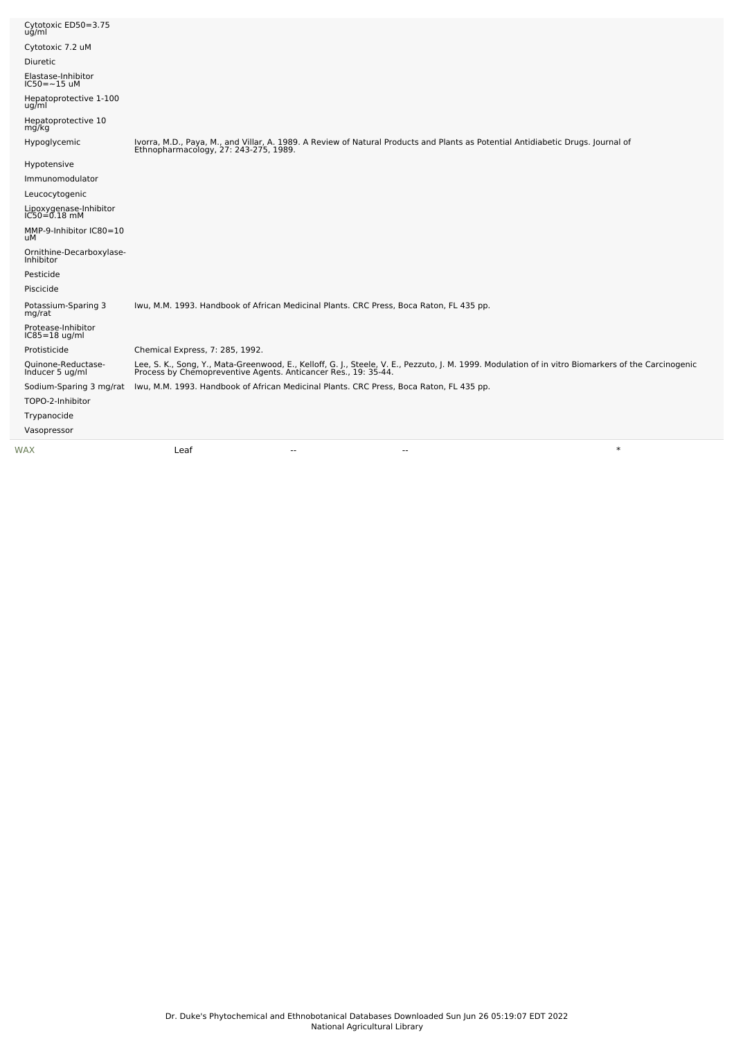| | |
|---|---|
| Cytotoxic ED50=3.75 ug/ml | |
| Cytotoxic 7.2 uM | |
| Diuretic | |
| Elastase-Inhibitor IC50=~15 uM | |
| Hepatoprotective 1-100 ug/ml | |
| Hepatoprotective 10 mg/kg | |
| Hypoglycemic | Ivorra, M.D., Paya, M., and Villar, A. 1989. A Review of Natural Products and Plants as Potential Antidiabetic Drugs. Journal of Ethnopharmacology, 27: 243-275, 1989. |
| Hypotensive | |
| Immunomodulator | |
| Leucocytogenic | |
| Lipoxygenase-Inhibitor IC50=0.18 mM | |
| MMP-9-Inhibitor IC80=10 uM | |
| Ornithine-Decarboxylase-Inhibitor | |
| Pesticide | |
| Piscicide | |
| Potassium-Sparing 3 mg/rat | Iwu, M.M. 1993. Handbook of African Medicinal Plants. CRC Press, Boca Raton, FL 435 pp. |
| Protease-Inhibitor IC85=18 ug/ml | |
| Protisticide | Chemical Express, 7: 285, 1992. |
| Quinone-Reductase-Inducer 5 ug/ml | Lee, S. K., Song, Y., Mata-Greenwood, E., Kelloff, G. J., Steele, V. E., Pezzuto, J. M. 1999. Modulation of in vitro Biomarkers of the Carcinogenic Process by Chemopreventive Agents. Anticancer Res., 19: 35-44. |
| Sodium-Sparing 3 mg/rat | Iwu, M.M. 1993. Handbook of African Medicinal Plants. CRC Press, Boca Raton, FL 435 pp. |
| TOPO-2-Inhibitor | |
| Trypanocide | |
| Vasopressor | |

| | | | | |
|---|---|---|---|---|
| WAX | Leaf | -- | -- | * |

Dr. Duke's Phytochemical and Ethnobotanical Databases Downloaded Sun Jun 26 05:19:07 EDT 2022
National Agricultural Library